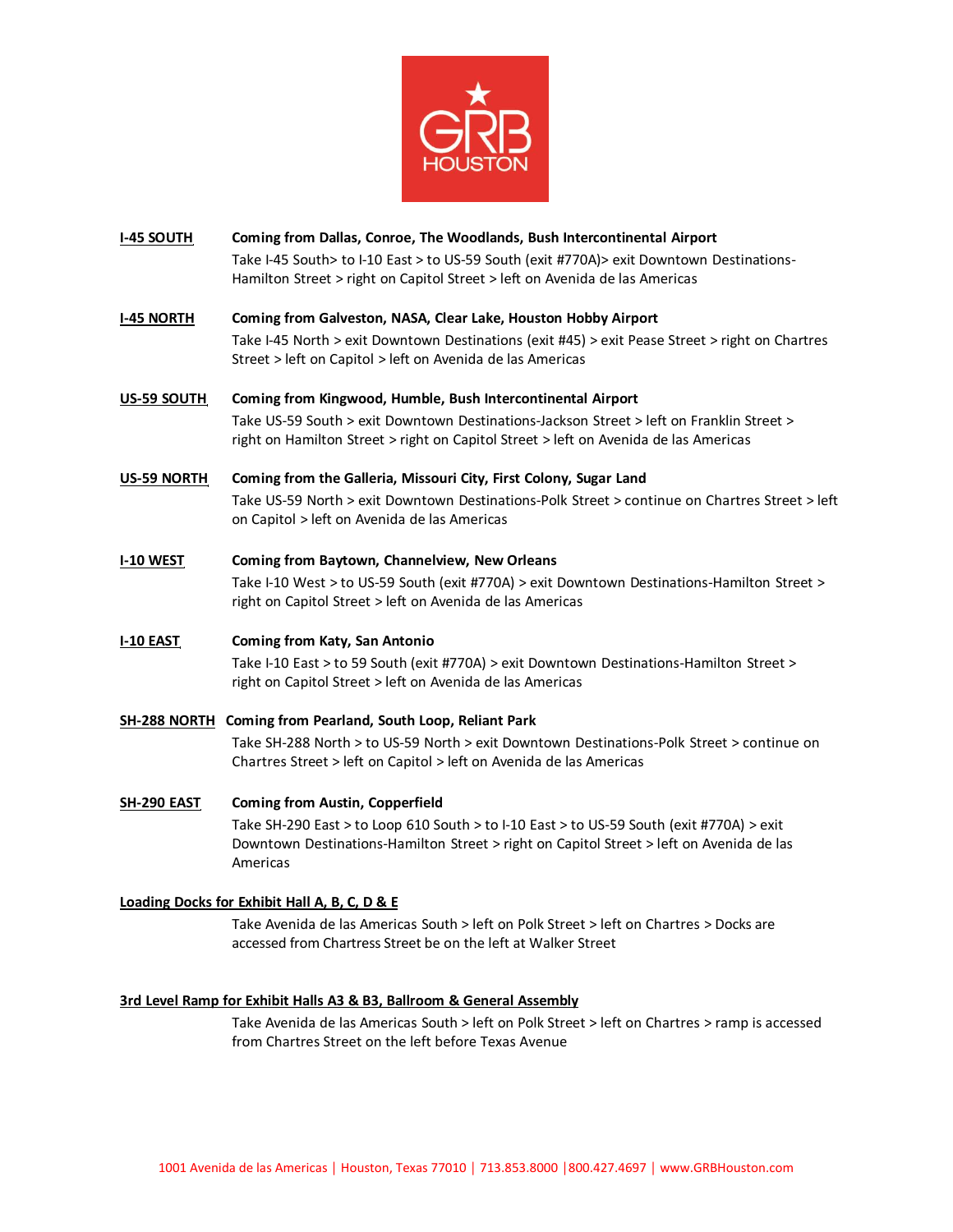**I-45 SOUTH** — **Coming from Dallas, Conroe, The Woodlands, Bush Intercontinental Airport**

Take I-45 South> to I-10 East > to US-59 South (exit #770A)> exit Downtown Destinations-Hamilton Street > right on Capitol Street > left on Avenida de las Americas

**I-45 NORTH** — **Coming from Galveston, NASA, Clear Lake, Houston Hobby Airport**

Take I-45 North > exit Downtown Destinations (exit #45) > exit Pease Street > right on Chartres Street > left on Capitol > left on Avenida de las Americas

**US-59 SOUTH** — **Coming from Kingwood, Humble, Bush Intercontinental Airport**

Take US-59 South > exit Downtown Destinations-Jackson Street > left on Franklin Street > right on Hamilton Street > right on Capitol Street > left on Avenida de las Americas

**US-59 NORTH** — **Coming from the Galleria, Missouri City, First Colony, Sugar Land**

Take US-59 North > exit Downtown Destinations-Polk Street > continue on Chartres Street > left on Capitol > left on Avenida de las Americas

**I-10 WEST** — **Coming from Baytown, Channelview, New Orleans**

Take I-10 West > to US-59 South (exit #770A) > exit Downtown Destinations-Hamilton Street > right on Capitol Street > left on Avenida de las Americas

**I-10 EAST** — **Coming from Katy, San Antonio**

Take I-10 East > to 59 South (exit #770A) > exit Downtown Destinations-Hamilton Street > right on Capitol Street > left on Avenida de las Americas

**SH-288 NORTH** — **Coming from Pearland, South Loop, Reliant Park**

Take SH-288 North > to US-59 North > exit Downtown Destinations-Polk Street > continue on Chartres Street > left on Capitol > left on Avenida de las Americas

**SH-290 EAST** — **Coming from Austin, Copperfield**

Take SH-290 East > to Loop 610 South > to I-10 East > to US-59 South (exit #770A) > exit Downtown Destinations-Hamilton Street > right on Capitol Street > left on Avenida de las Americas

**Loading Docks for Exhibit Hall A, B, C, D & E**

Take Avenida de las Americas South > left on Polk Street > left on Chartres > Docks are accessed from Chartress Street be on the left at Walker Street

**3rd Level Ramp for Exhibit Halls A3 & B3, Ballroom & General Assembly**

Take Avenida de las Americas South > left on Polk Street > left on Chartres > ramp is accessed from Chartres Street on the left before Texas Avenue

1001 Avenida de las Americas | Houston, Texas 77010 | 713.853.8000 | 800.427.4697 | www.GRBHouston.com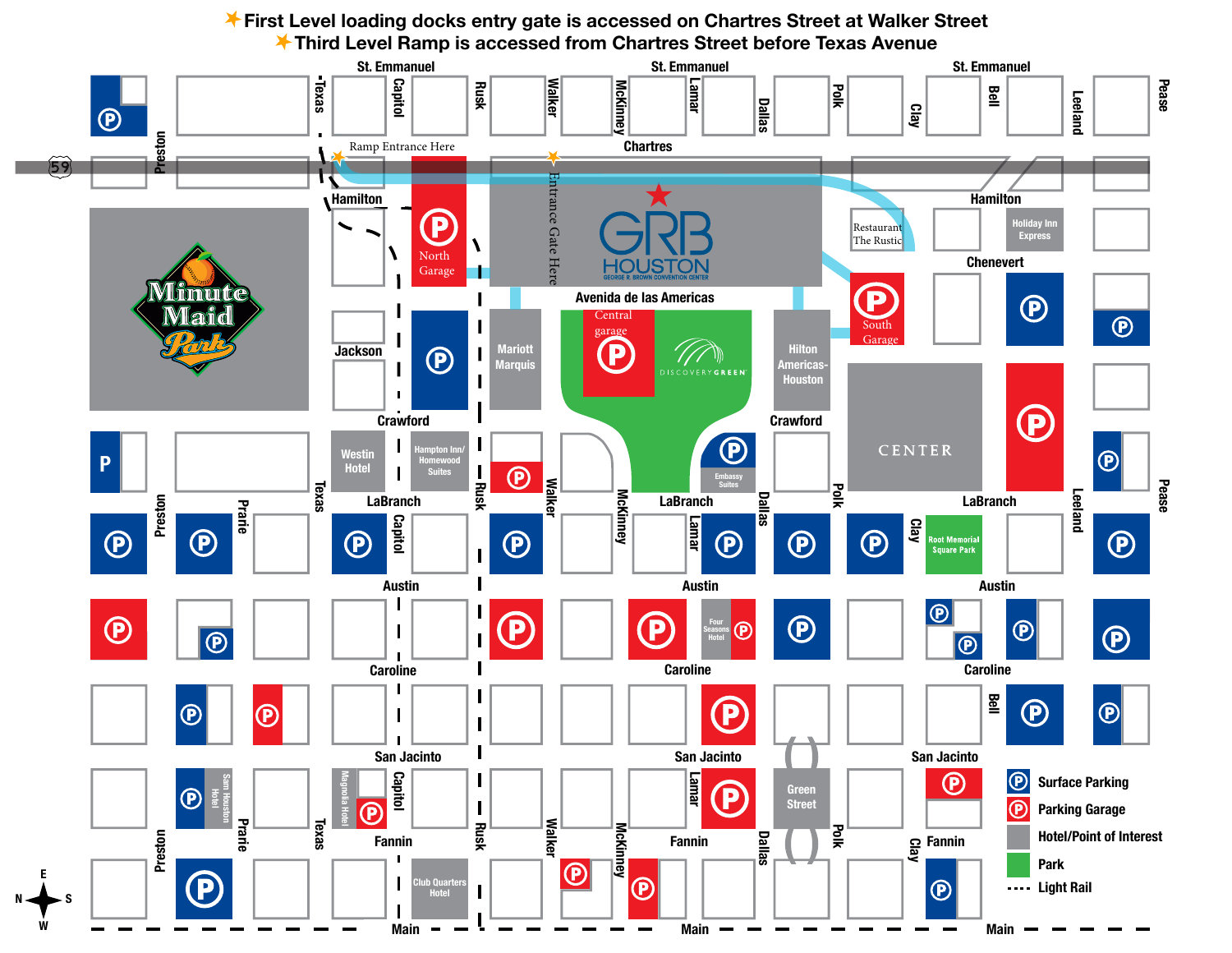★ First Level loading docks entry gate is accessed on Chartres Street at Walker Street

★ Third Level Ramp is accessed from Chartres Street before Texas Avenue

St. Emmanuel
Texas
Capitol
Rusk
Walker
McKinney
Lamar
Dallas
Polk
Clay
Bell
Leeland
Pease
59
Preston
Ramp Entrance Here
Chartres
Hamilton
Entrance Gate Here
North Garage
GRB HOUSTON
GEORGE R. BROWN CONVENTION CENTER
Restaurant The Rustic
Holiday Inn Express
Chenevert
South Garage
Minute Maid Park
Jackson
Avenida de las Americas
Central garage
Mariott Marquis
DISCOVERY GREEN
Hilton Americas-Houston
Crawford
CENTER
Westin Hotel
Hampton Inn/ Homewood Suites
Embassy Suites
LaBranch
Prarie
Root Memorial Square Park
Austin
Four Seasons Hotel
Caroline
San Jacinto
Green Street
Sam Houston Hotel
Magnolia Hotel
Fannin
Club Quarters Hotel
Main
E
N
S
W

- Surface Parking
- Parking Garage
- Hotel/Point of Interest
- Park
- Light Rail